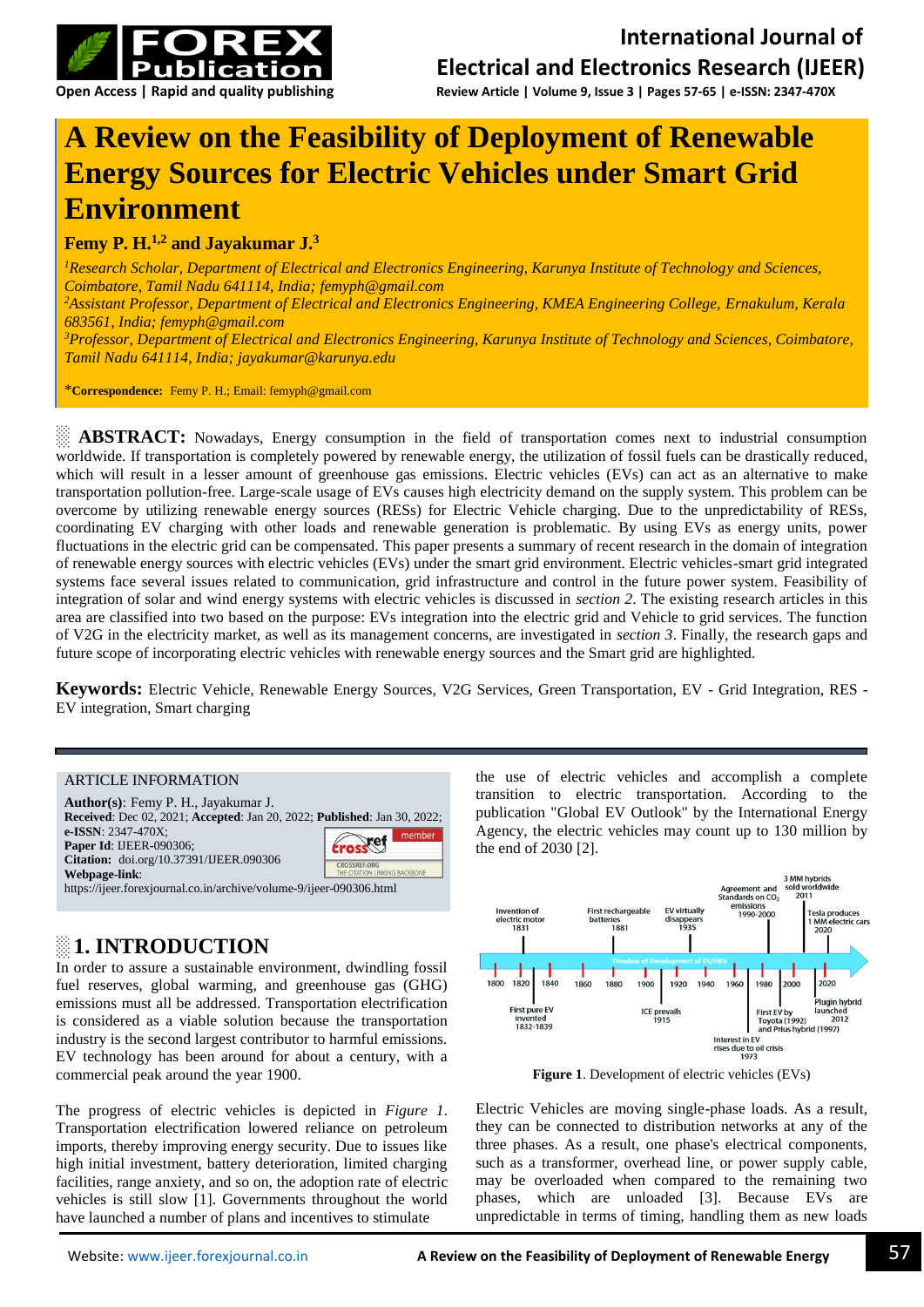# A Review on the Feasibility of Deployment of Renewable Energy Sources for Electric Vehicles under Smart Grid Environment

**Femy P. H.[1,2] and Jayakumar J.[3]**

*[1]Research Scholar, Department of Electrical and Electronics Engineering, Karunya Institute of Technology and Sciences, Coimbatore, Tamil Nadu 641114, India; femyph@gmail.com*
*[2]Assistant Professor, Department of Electrical and Electronics Engineering, KMEA Engineering College, Ernakulum, Kerala 683561, India; femyph@gmail.com*
*[3]Professor, Department of Electrical and Electronics Engineering, Karunya Institute of Technology and Sciences, Coimbatore, Tamil Nadu 641114, India; jayakumar@karunya.edu*

***Correspondence:** Femy P. H.; Email: femyph@gmail.com

**ABSTRACT:** Nowadays, Energy consumption in the field of transportation comes next to industrial consumption worldwide. If transportation is completely powered by renewable energy, the utilization of fossil fuels can be drastically reduced, which will result in a lesser amount of greenhouse gas emissions. Electric vehicles (EVs) can act as an alternative to make transportation pollution-free. Large-scale usage of EVs causes high electricity demand on the supply system. This problem can be overcome by utilizing renewable energy sources (RESs) for Electric Vehicle charging. Due to the unpredictability of RESs, coordinating EV charging with other loads and renewable generation is problematic. By using EVs as energy units, power fluctuations in the electric grid can be compensated. This paper presents a summary of recent research in the domain of integration of renewable energy sources with electric vehicles (EVs) under the smart grid environment. Electric vehicles-smart grid integrated systems face several issues related to communication, grid infrastructure and control in the future power system. Feasibility of integration of solar and wind energy systems with electric vehicles is discussed in *section 2*. The existing research articles in this area are classified into two based on the purpose: EVs integration into the electric grid and Vehicle to grid services. The function of V2G in the electricity market, as well as its management concerns, are investigated in *section 3*. Finally, the research gaps and future scope of incorporating electric vehicles with renewable energy sources and the Smart grid are highlighted.

**Keywords:** Electric Vehicle, Renewable Energy Sources, V2G Services, Green Transportation, EV - Grid Integration, RES - EV integration, Smart charging

ARTICLE INFORMATION

**Author(s)**: Femy P. H., Jayakumar J.
**Received**: Dec 02, 2021; **Accepted**: Jan 20, 2022; **Published**: Jan 30, 2022;
**e-ISSN**: 2347-470X;
**Paper Id**: IJEER-090306;
**Citation:** doi.org/10.37391/IJEER.090306
**Webpage-link**:
https://ijeer.forexjournal.co.in/archive/volume-9/ijeer-090306.html

## 1. INTRODUCTION

In order to assure a sustainable environment, dwindling fossil fuel reserves, global warming, and greenhouse gas (GHG) emissions must all be addressed. Transportation electrification is considered as a viable solution because the transportation industry is the second largest contributor to harmful emissions. EV technology has been around for about a century, with a commercial peak around the year 1900.

The progress of electric vehicles is depicted in *Figure 1*. Transportation electrification lowered reliance on petroleum imports, thereby improving energy security. Due to issues like high initial investment, battery deterioration, limited charging facilities, range anxiety, and so on, the adoption rate of electric vehicles is still slow [1]. Governments throughout the world have launched a number of plans and incentives to stimulate the use of electric vehicles and accomplish a complete transition to electric transportation. According to the publication "Global EV Outlook" by the International Energy Agency, the electric vehicles may count up to 130 million by the end of 2030 [2].

**Figure 1**. Development of electric vehicles (EVs)

Electric Vehicles are moving single-phase loads. As a result, they can be connected to distribution networks at any of the three phases. As a result, one phase's electrical components, such as a transformer, overhead line, or power supply cable, may be overloaded when compared to the remaining two phases, which are unloaded [3]. Because EVs are unpredictable in terms of timing, handling them as new loads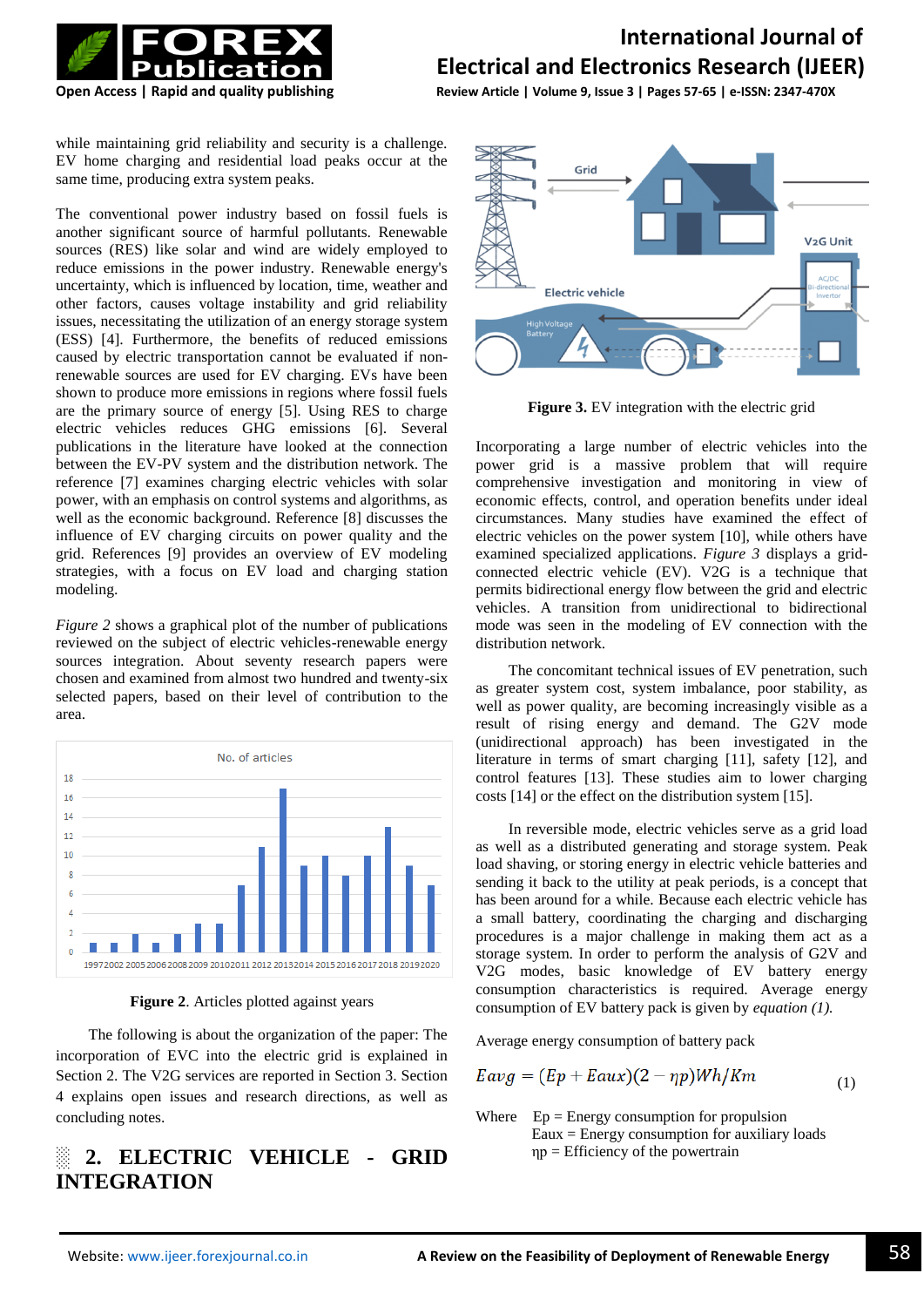while maintaining grid reliability and security is a challenge. EV home charging and residential load peaks occur at the same time, producing extra system peaks.

The conventional power industry based on fossil fuels is another significant source of harmful pollutants. Renewable sources (RES) like solar and wind are widely employed to reduce emissions in the power industry. Renewable energy's uncertainty, which is influenced by location, time, weather and other factors, causes voltage instability and grid reliability issues, necessitating the utilization of an energy storage system (ESS) [4]. Furthermore, the benefits of reduced emissions caused by electric transportation cannot be evaluated if non-renewable sources are used for EV charging. EVs have been shown to produce more emissions in regions where fossil fuels are the primary source of energy [5]. Using RES to charge electric vehicles reduces GHG emissions [6]. Several publications in the literature have looked at the connection between the EV-PV system and the distribution network. The reference [7] examines charging electric vehicles with solar power, with an emphasis on control systems and algorithms, as well as the economic background. Reference [8] discusses the influence of EV charging circuits on power quality and the grid. References [9] provides an overview of EV modeling strategies, with a focus on EV load and charging station modeling.

*Figure 2* shows a graphical plot of the number of publications reviewed on the subject of electric vehicles-renewable energy sources integration. About seventy research papers were chosen and examined from almost two hundred and twenty-six selected papers, based on their level of contribution to the area.

**Figure 2**. Articles plotted against years

The following is about the organization of the paper: The incorporation of EVC into the electric grid is explained in Section 2. The V2G services are reported in Section 3. Section 4 explains open issues and research directions, as well as concluding notes.

## 2. ELECTRIC VEHICLE - GRID INTEGRATION

**Figure 3.** EV integration with the electric grid

Incorporating a large number of electric vehicles into the power grid is a massive problem that will require comprehensive investigation and monitoring in view of economic effects, control, and operation benefits under ideal circumstances. Many studies have examined the effect of electric vehicles on the power system [10], while others have examined specialized applications. *Figure 3* displays a grid-connected electric vehicle (EV). V2G is a technique that permits bidirectional energy flow between the grid and electric vehicles. A transition from unidirectional to bidirectional mode was seen in the modeling of EV connection with the distribution network.

The concomitant technical issues of EV penetration, such as greater system cost, system imbalance, poor stability, as well as power quality, are becoming increasingly visible as a result of rising energy and demand. The G2V mode (unidirectional approach) has been investigated in the literature in terms of smart charging [11], safety [12], and control features [13]. These studies aim to lower charging costs [14] or the effect on the distribution system [15].

In reversible mode, electric vehicles serve as a grid load as well as a distributed generating and storage system. Peak load shaving, or storing energy in electric vehicle batteries and sending it back to the utility at peak periods, is a concept that has been around for a while. Because each electric vehicle has a small battery, coordinating the charging and discharging procedures is a major challenge in making them act as a storage system. In order to perform the analysis of G2V and V2G modes, basic knowledge of EV battery energy consumption characteristics is required. Average energy consumption of EV battery pack is given by *equation (1).*

Average energy consumption of battery pack

$$E_{avg} = (E_p + E_{aux})(2 - \eta_p)Wh/Km \tag{1}$$

Where $E_p$ = Energy consumption for propulsion
$E_{aux}$ = Energy consumption for auxiliary loads
$\eta_p$ = Efficiency of the powertrain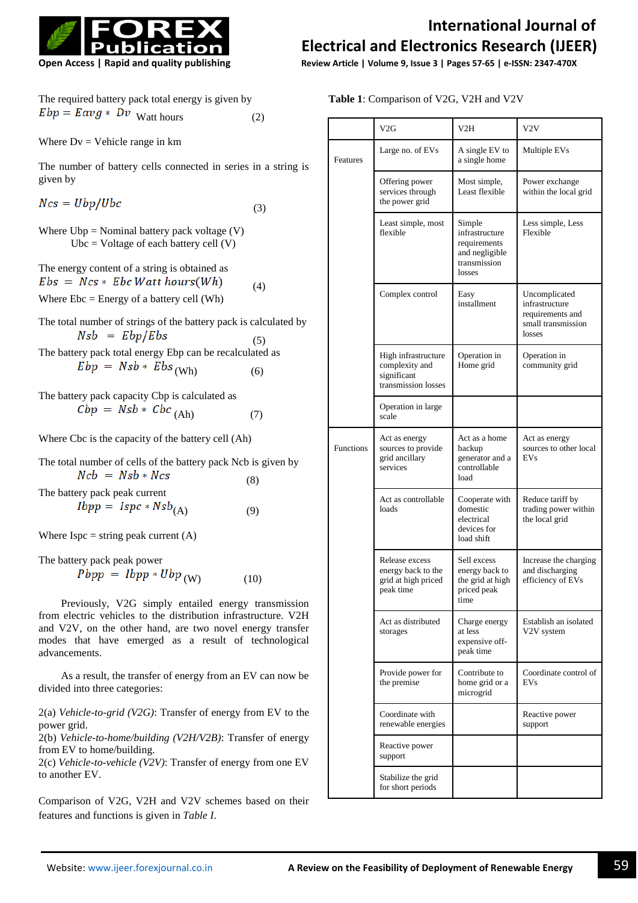The required battery pack total energy is given by

$$Ebp = Eavg * Dv \text{ Watt hours} \quad (2)$$

Where Dv = Vehicle range in km

The number of battery cells connected in series in a string is given by

$$Ncs = Ubp/Ubc \quad (3)$$

Where Ubp = Nominal battery pack voltage (V)
Ubc = Voltage of each battery cell (V)

The energy content of a string is obtained as

$$Ebs = Ncs * Ebc \text{ Watt hours}(Wh) \quad (4)$$

Where Ebc = Energy of a battery cell (Wh)

The total number of strings of the battery pack is calculated by

$$Nsb = Ebp/Ebs \quad (5)$$

The battery pack total energy Ebp can be recalculated as

$$Ebp = Nsb * Ebs \text{ (Wh)} \quad (6)$$

The battery pack capacity Cbp is calculated as

$$Cbp = Nsb * Cbc \text{ (Ah)} \quad (7)$$

Where Cbc is the capacity of the battery cell (Ah)

The total number of cells of the battery pack Ncb is given by

$$Ncb = Nsb * Ncs \quad (8)$$

The battery pack peak current

$$Ibpp = Ispc * Nsb \text{ (A)} \quad (9)$$

Where Ispc = string peak current (A)

The battery pack peak power

$$Pbpp = Ibpp * Ubp \text{ (W)} \quad (10)$$

Previously, V2G simply entailed energy transmission from electric vehicles to the distribution infrastructure. V2H and V2V, on the other hand, are two novel energy transfer modes that have emerged as a result of technological advancements.

As a result, the transfer of energy from an EV can now be divided into three categories:

2(a) *Vehicle-to-grid (V2G)*: Transfer of energy from EV to the power grid.
2(b) *Vehicle-to-home/building (V2H/V2B)*: Transfer of energy from EV to home/building.
2(c) *Vehicle-to-vehicle (V2V)*: Transfer of energy from one EV to another EV.

Comparison of V2G, V2H and V2V schemes based on their features and functions is given in *Table I*.

**Table 1**: Comparison of V2G, V2H and V2V

| | V2G | V2H | V2V |
|---|---|---|---|
| Features | Large no. of EVs | A single EV to a single home | Multiple EVs |
| | Offering power services through the power grid | Most simple, Least flexible | Power exchange within the local grid |
| | Least simple, most flexible | Simple infrastructure requirements and negligible transmission losses | Less simple, Less Flexible |
| | Complex control | Easy installment | Uncomplicated infrastructure requirements and small transmission losses |
| | High infrastructure complexity and significant transmission losses | Operation in Home grid | Operation in community grid |
| | Operation in large scale | | |
| Functions | Act as energy sources to provide grid ancillary services | Act as a home backup generator and a controllable load | Act as energy sources to other local EVs |
| | Act as controllable loads | Cooperate with domestic electrical devices for load shift | Reduce tariff by trading power within the local grid |
| | Release excess energy back to the grid at high priced peak time | Sell excess energy back to the grid at high priced peak time | Increase the charging and discharging efficiency of EVs |
| | Act as distributed storages | Charge energy at less expensive off-peak time | Establish an isolated V2V system |
| | Provide power for the premise | Contribute to home grid or a microgrid | Coordinate control of EVs |
| | Coordinate with renewable energies | | Reactive power support |
| | Reactive power support | | |
| | Stabilize the grid for short periods | | |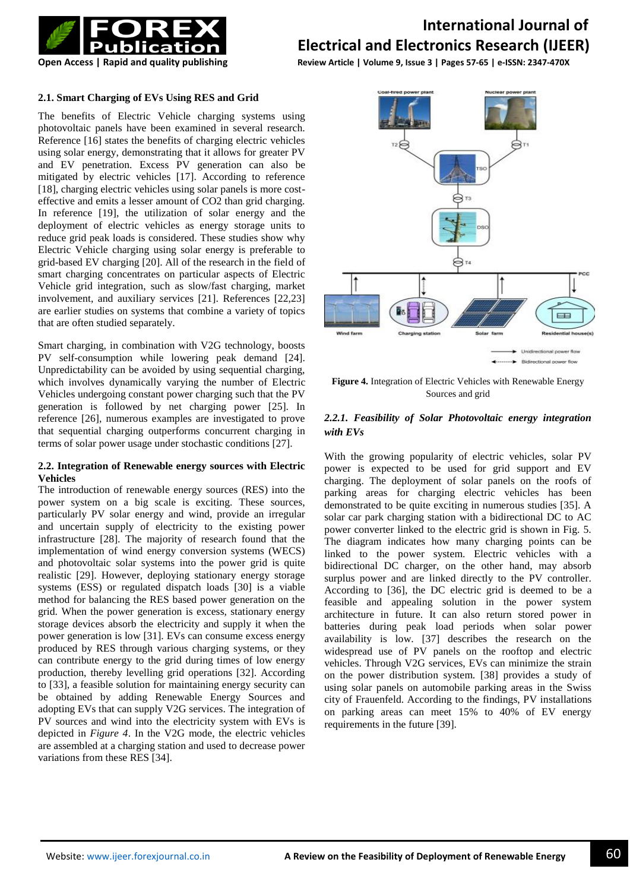### 2.1. Smart Charging of EVs Using RES and Grid

The benefits of Electric Vehicle charging systems using photovoltaic panels have been examined in several research. Reference [16] states the benefits of charging electric vehicles using solar energy, demonstrating that it allows for greater PV and EV penetration. Excess PV generation can also be mitigated by electric vehicles [17]. According to reference [18], charging electric vehicles using solar panels is more cost-effective and emits a lesser amount of $CO2$ than grid charging. In reference [19], the utilization of solar energy and the deployment of electric vehicles as energy storage units to reduce grid peak loads is considered. These studies show why Electric Vehicle charging using solar energy is preferable to grid-based EV charging [20]. All of the research in the field of smart charging concentrates on particular aspects of Electric Vehicle grid integration, such as slow/fast charging, market involvement, and auxiliary services [21]. References [22,23] are earlier studies on systems that combine a variety of topics that are often studied separately.

Smart charging, in combination with V2G technology, boosts PV self-consumption while lowering peak demand [24]. Unpredictability can be avoided by using sequential charging, which involves dynamically varying the number of Electric Vehicles undergoing constant power charging such that the PV generation is followed by net charging power [25]. In reference [26], numerous examples are investigated to prove that sequential charging outperforms concurrent charging in terms of solar power usage under stochastic conditions [27].

### 2.2. Integration of Renewable energy sources with Electric Vehicles

The introduction of renewable energy sources (RES) into the power system on a big scale is exciting. These sources, particularly PV solar energy and wind, provide an irregular and uncertain supply of electricity to the existing power infrastructure [28]. The majority of research found that the implementation of wind energy conversion systems (WECS) and photovoltaic solar systems into the power grid is quite realistic [29]. However, deploying stationary energy storage systems (ESS) or regulated dispatch loads [30] is a viable method for balancing the RES based power generation on the grid. When the power generation is excess, stationary energy storage devices absorb the electricity and supply it when the power generation is low [31]. EVs can consume excess energy produced by RES through various charging systems, or they can contribute energy to the grid during times of low energy production, thereby levelling grid operations [32]. According to [33], a feasible solution for maintaining energy security can be obtained by adding Renewable Energy Sources and adopting EVs that can supply V2G services. The integration of PV sources and wind into the electricity system with EVs is depicted in *Figure 4*. In the V2G mode, the electric vehicles are assembled at a charging station and used to decrease power variations from these RES [34].

**Figure 4.** Integration of Electric Vehicles with Renewable Energy Sources and grid

#### *2.2.1. Feasibility of Solar Photovoltaic energy integration with EVs*

With the growing popularity of electric vehicles, solar PV power is expected to be used for grid support and EV charging. The deployment of solar panels on the roofs of parking areas for charging electric vehicles has been demonstrated to be quite exciting in numerous studies [35]. A solar car park charging station with a bidirectional DC to AC power converter linked to the electric grid is shown in Fig. 5. The diagram indicates how many charging points can be linked to the power system. Electric vehicles with a bidirectional DC charger, on the other hand, may absorb surplus power and are linked directly to the PV controller. According to [36], the DC electric grid is deemed to be a feasible and appealing solution in the power system architecture in future. It can also return stored power in batteries during peak load periods when solar power availability is low. [37] describes the research on the widespread use of PV panels on the rooftop and electric vehicles. Through V2G services, EVs can minimize the strain on the power distribution system. [38] provides a study of using solar panels on automobile parking areas in the Swiss city of Frauenfeld. According to the findings, PV installations on parking areas can meet 15% to 40% of EV energy requirements in the future [39].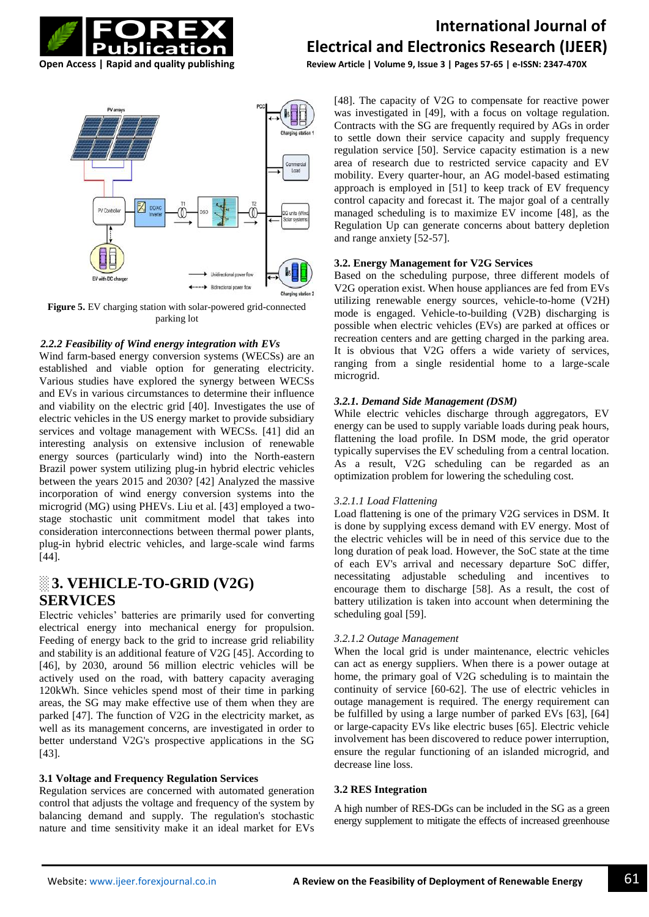**Figure 5.** EV charging station with solar-powered grid-connected parking lot

### *2.2.2 Feasibility of Wind energy integration with EVs*

Wind farm-based energy conversion systems (WECSs) are an established and viable option for generating electricity. Various studies have explored the synergy between WECSs and EVs in various circumstances to determine their influence and viability on the electric grid [40]. Investigates the use of electric vehicles in the US energy market to provide subsidiary services and voltage management with WECSs. [41] did an interesting analysis on extensive inclusion of renewable energy sources (particularly wind) into the North-eastern Brazil power system utilizing plug-in hybrid electric vehicles between the years 2015 and 2030? [42] Analyzed the massive incorporation of wind energy conversion systems into the microgrid (MG) using PHEVs. Liu et al. [43] employed a two-stage stochastic unit commitment model that takes into consideration interconnections between thermal power plants, plug-in hybrid electric vehicles, and large-scale wind farms [44].

## 3. VEHICLE-TO-GRID (V2G) SERVICES

Electric vehicles' batteries are primarily used for converting electrical energy into mechanical energy for propulsion. Feeding of energy back to the grid to increase grid reliability and stability is an additional feature of V2G [45]. According to [46], by 2030, around 56 million electric vehicles will be actively used on the road, with battery capacity averaging 120kWh. Since vehicles spend most of their time in parking areas, the SG may make effective use of them when they are parked [47]. The function of V2G in the electricity market, as well as its management concerns, are investigated in order to better understand V2G's prospective applications in the SG [43].

### 3.1 Voltage and Frequency Regulation Services

Regulation services are concerned with automated generation control that adjusts the voltage and frequency of the system by balancing demand and supply. The regulation's stochastic nature and time sensitivity make it an ideal market for EVs [48]. The capacity of V2G to compensate for reactive power was investigated in [49], with a focus on voltage regulation. Contracts with the SG are frequently required by AGs in order to settle down their service capacity and supply frequency regulation service [50]. Service capacity estimation is a new area of research due to restricted service capacity and EV mobility. Every quarter-hour, an AG model-based estimating approach is employed in [51] to keep track of EV frequency control capacity and forecast it. The major goal of a centrally managed scheduling is to maximize EV income [48], as the Regulation Up can generate concerns about battery depletion and range anxiety [52-57].

### 3.2. Energy Management for V2G Services

Based on the scheduling purpose, three different models of V2G operation exist. When house appliances are fed from EVs utilizing renewable energy sources, vehicle-to-home (V2H) mode is engaged. Vehicle-to-building (V2B) discharging is possible when electric vehicles (EVs) are parked at offices or recreation centers and are getting charged in the parking area. It is obvious that V2G offers a wide variety of services, ranging from a single residential home to a large-scale microgrid.

### *3.2.1. Demand Side Management (DSM)*

While electric vehicles discharge through aggregators, EV energy can be used to supply variable loads during peak hours, flattening the load profile. In DSM mode, the grid operator typically supervises the EV scheduling from a central location. As a result, V2G scheduling can be regarded as an optimization problem for lowering the scheduling cost.

#### *3.2.1.1 Load Flattening*

Load flattening is one of the primary V2G services in DSM. It is done by supplying excess demand with EV energy. Most of the electric vehicles will be in need of this service due to the long duration of peak load. However, the SoC state at the time of each EV's arrival and necessary departure SoC differ, necessitating adjustable scheduling and incentives to encourage them to discharge [58]. As a result, the cost of battery utilization is taken into account when determining the scheduling goal [59].

#### *3.2.1.2 Outage Management*

When the local grid is under maintenance, electric vehicles can act as energy suppliers. When there is a power outage at home, the primary goal of V2G scheduling is to maintain the continuity of service [60-62]. The use of electric vehicles in outage management is required. The energy requirement can be fulfilled by using a large number of parked EVs [63], [64] or large-capacity EVs like electric buses [65]. Electric vehicle involvement has been discovered to reduce power interruption, ensure the regular functioning of an islanded microgrid, and decrease line loss.

### 3.2 RES Integration

A high number of RES-DGs can be included in the SG as a green energy supplement to mitigate the effects of increased greenhouse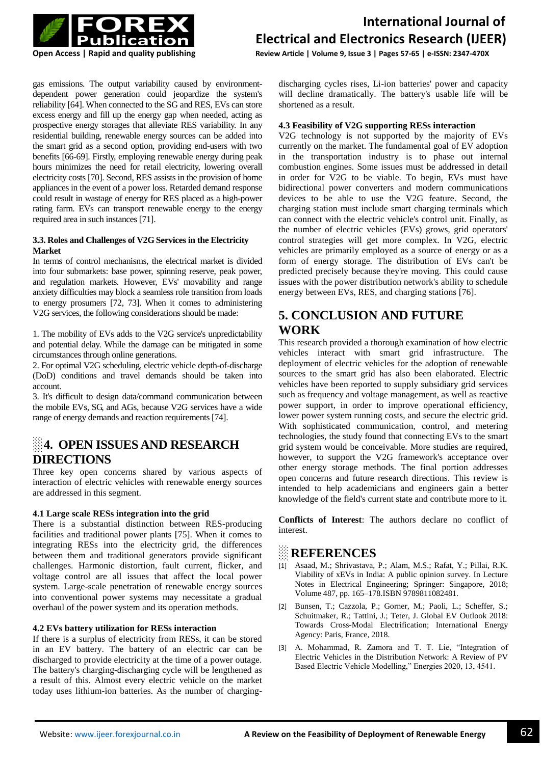gas emissions. The output variability caused by environment-dependent power generation could jeopardize the system's reliability [64]. When connected to the SG and RES, EVs can store excess energy and fill up the energy gap when needed, acting as prospective energy storages that alleviate RES variability. In any residential building, renewable energy sources can be added into the smart grid as a second option, providing end-users with two benefits [66-69]. Firstly, employing renewable energy during peak hours minimizes the need for retail electricity, lowering overall electricity costs [70]. Second, RES assists in the provision of home appliances in the event of a power loss. Retarded demand response could result in wastage of energy for RES placed as a high-power rating farm. EVs can transport renewable energy to the energy required area in such instances [71].

### 3.3. Roles and Challenges of V2G Services in the Electricity Market

In terms of control mechanisms, the electrical market is divided into four submarkets: base power, spinning reserve, peak power, and regulation markets. However, EVs' movability and range anxiety difficulties may block a seamless role transition from loads to energy prosumers [72, 73]. When it comes to administering V2G services, the following considerations should be made:

1. The mobility of EVs adds to the V2G service's unpredictability and potential delay. While the damage can be mitigated in some circumstances through online generations.
2. For optimal V2G scheduling, electric vehicle depth-of-discharge (DoD) conditions and travel demands should be taken into account.
3. It's difficult to design data/command communication between the mobile EVs, SG, and AGs, because V2G services have a wide range of energy demands and reaction requirements [74].

## 4. OPEN ISSUES AND RESEARCH DIRECTIONS

Three key open concerns shared by various aspects of interaction of electric vehicles with renewable energy sources are addressed in this segment.

### 4.1 Large scale RESs integration into the grid

There is a substantial distinction between RES-producing facilities and traditional power plants [75]. When it comes to integrating RESs into the electricity grid, the differences between them and traditional generators provide significant challenges. Harmonic distortion, fault current, flicker, and voltage control are all issues that affect the local power system. Large-scale penetration of renewable energy sources into conventional power systems may necessitate a gradual overhaul of the power system and its operation methods.

### 4.2 EVs battery utilization for RESs interaction

If there is a surplus of electricity from RESs, it can be stored in an EV battery. The battery of an electric car can be discharged to provide electricity at the time of a power outage. The battery's charging-discharging cycle will be lengthened as a result of this. Almost every electric vehicle on the market today uses lithium-ion batteries. As the number of charging-discharging cycles rises, Li-ion batteries' power and capacity will decline dramatically. The battery's usable life will be shortened as a result.

### 4.3 Feasibility of V2G supporting RESs interaction

V2G technology is not supported by the majority of EVs currently on the market. The fundamental goal of EV adoption in the transportation industry is to phase out internal combustion engines. Some issues must be addressed in detail in order for V2G to be viable. To begin, EVs must have bidirectional power converters and modern communications devices to be able to use the V2G feature. Second, the charging station must include smart charging terminals which can connect with the electric vehicle's control unit. Finally, as the number of electric vehicles (EVs) grows, grid operators' control strategies will get more complex. In V2G, electric vehicles are primarily employed as a source of energy or as a form of energy storage. The distribution of EVs can't be predicted precisely because they're moving. This could cause issues with the power distribution network's ability to schedule energy between EVs, RES, and charging stations [76].

## 5. CONCLUSION AND FUTURE WORK

This research provided a thorough examination of how electric vehicles interact with smart grid infrastructure. The deployment of electric vehicles for the adoption of renewable sources to the smart grid has also been elaborated. Electric vehicles have been reported to supply subsidiary grid services such as frequency and voltage management, as well as reactive power support, in order to improve operational efficiency, lower power system running costs, and secure the electric grid. With sophisticated communication, control, and metering technologies, the study found that connecting EVs to the smart grid system would be conceivable. More studies are required, however, to support the V2G framework's acceptance over other energy storage methods. The final portion addresses open concerns and future research directions. This review is intended to help academicians and engineers gain a better knowledge of the field's current state and contribute more to it.

**Conflicts of Interest**: The authors declare no conflict of interest.

## REFERENCES

[1] Asaad, M.; Shrivastava, P.; Alam, M.S.; Rafat, Y.; Pillai, R.K. Viability of xEVs in India: A public opinion survey. In Lecture Notes in Electrical Engineering; Springer: Singapore, 2018; Volume 487, pp. 165–178.ISBN 9789811082481.

[2] Bunsen, T.; Cazzola, P.; Gorner, M.; Paoli, L.; Scheffer, S.; Schuitmaker, R.; Tattini, J.; Teter, J. Global EV Outlook 2018: Towards Cross-Modal Electrification; International Energy Agency: Paris, France, 2018.

[3] A. Mohammad, R. Zamora and T. T. Lie, "Integration of Electric Vehicles in the Distribution Network: A Review of PV Based Electric Vehicle Modelling," Energies 2020, 13, 4541.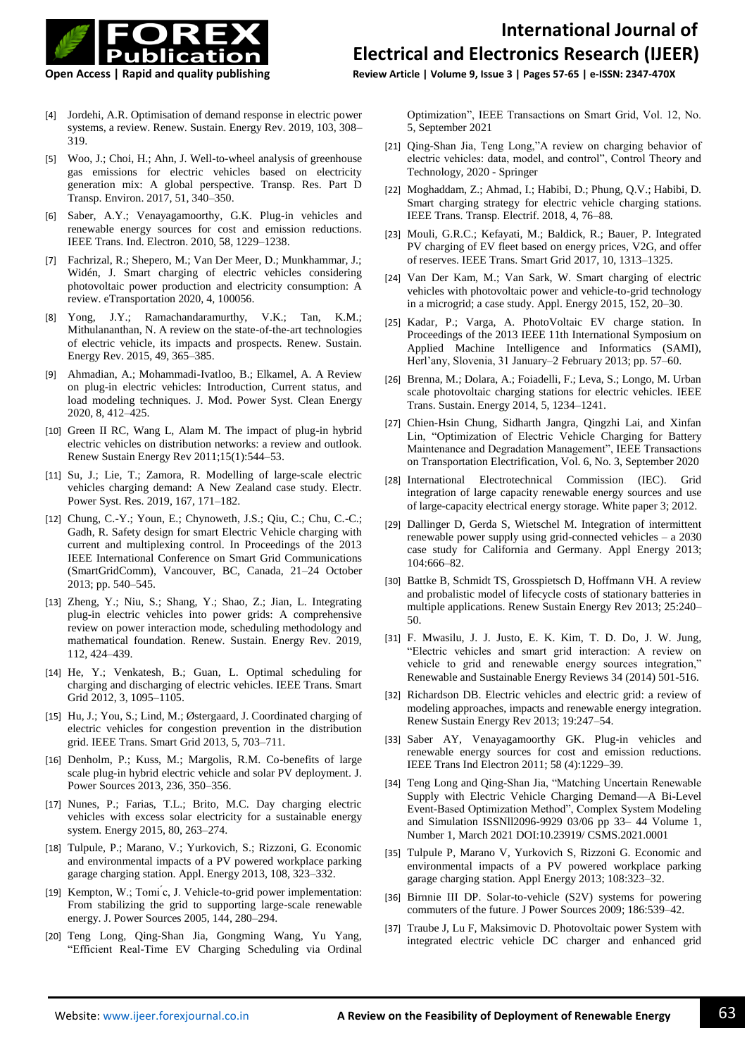[4] Jordehi, A.R. Optimisation of demand response in electric power systems, a review. Renew. Sustain. Energy Rev. 2019, 103, 308–319.

[5] Woo, J.; Choi, H.; Ahn, J. Well-to-wheel analysis of greenhouse gas emissions for electric vehicles based on electricity generation mix: A global perspective. Transp. Res. Part D Transp. Environ. 2017, 51, 340–350.

[6] Saber, A.Y.; Venayagamoorthy, G.K. Plug-in vehicles and renewable energy sources for cost and emission reductions. IEEE Trans. Ind. Electron. 2010, 58, 1229–1238.

[7] Fachrizal, R.; Shepero, M.; Van Der Meer, D.; Munkhammar, J.; Widén, J. Smart charging of electric vehicles considering photovoltaic power production and electricity consumption: A review. eTransportation 2020, 4, 100056.

[8] Yong, J.Y.; Ramachandaramurthy, V.K.; Tan, K.M.; Mithulananthan, N. A review on the state-of-the-art technologies of electric vehicle, its impacts and prospects. Renew. Sustain. Energy Rev. 2015, 49, 365–385.

[9] Ahmadian, A.; Mohammadi-Ivatloo, B.; Elkamel, A. A Review on plug-in electric vehicles: Introduction, Current status, and load modeling techniques. J. Mod. Power Syst. Clean Energy 2020, 8, 412–425.

[10] Green II RC, Wang L, Alam M. The impact of plug-in hybrid electric vehicles on distribution networks: a review and outlook. Renew Sustain Energy Rev 2011;15(1):544–53.

[11] Su, J.; Lie, T.; Zamora, R. Modelling of large-scale electric vehicles charging demand: A New Zealand case study. Electr. Power Syst. Res. 2019, 167, 171–182.

[12] Chung, C.-Y.; Youn, E.; Chynoweth, J.S.; Qiu, C.; Chu, C.-C.; Gadh, R. Safety design for smart Electric Vehicle charging with current and multiplexing control. In Proceedings of the 2013 IEEE International Conference on Smart Grid Communications (SmartGridComm), Vancouver, BC, Canada, 21–24 October 2013; pp. 540–545.

[13] Zheng, Y.; Niu, S.; Shang, Y.; Shao, Z.; Jian, L. Integrating plug-in electric vehicles into power grids: A comprehensive review on power interaction mode, scheduling methodology and mathematical foundation. Renew. Sustain. Energy Rev. 2019, 112, 424–439.

[14] He, Y.; Venkatesh, B.; Guan, L. Optimal scheduling for charging and discharging of electric vehicles. IEEE Trans. Smart Grid 2012, 3, 1095–1105.

[15] Hu, J.; You, S.; Lind, M.; Østergaard, J. Coordinated charging of electric vehicles for congestion prevention in the distribution grid. IEEE Trans. Smart Grid 2013, 5, 703–711.

[16] Denholm, P.; Kuss, M.; Margolis, R.M. Co-benefits of large scale plug-in hybrid electric vehicle and solar PV deployment. J. Power Sources 2013, 236, 350–356.

[17] Nunes, P.; Farias, T.L.; Brito, M.C. Day charging electric vehicles with excess solar electricity for a sustainable energy system. Energy 2015, 80, 263–274.

[18] Tulpule, P.; Marano, V.; Yurkovich, S.; Rizzoni, G. Economic and environmental impacts of a PV powered workplace parking garage charging station. Appl. Energy 2013, 108, 323–332.

[19] Kempton, W.; Tomić, J. Vehicle-to-grid power implementation: From stabilizing the grid to supporting large-scale renewable energy. J. Power Sources 2005, 144, 280–294.

[20] Teng Long, Qing-Shan Jia, Gongming Wang, Yu Yang, "Efficient Real-Time EV Charging Scheduling via Ordinal Optimization", IEEE Transactions on Smart Grid, Vol. 12, No. 5, September 2021

[21] Qing-Shan Jia, Teng Long,"A review on charging behavior of electric vehicles: data, model, and control", Control Theory and Technology, 2020 - Springer

[22] Moghaddam, Z.; Ahmad, I.; Habibi, D.; Phung, Q.V.; Habibi, D. Smart charging strategy for electric vehicle charging stations. IEEE Trans. Transp. Electrif. 2018, 4, 76–88.

[23] Mouli, G.R.C.; Kefayati, M.; Baldick, R.; Bauer, P. Integrated PV charging of EV fleet based on energy prices, V2G, and offer of reserves. IEEE Trans. Smart Grid 2017, 10, 1313–1325.

[24] Van Der Kam, M.; Van Sark, W. Smart charging of electric vehicles with photovoltaic power and vehicle-to-grid technology in a microgrid; a case study. Appl. Energy 2015, 152, 20–30.

[25] Kadar, P.; Varga, A. PhotoVoltaic EV charge station. In Proceedings of the 2013 IEEE 11th International Symposium on Applied Machine Intelligence and Informatics (SAMI), Herl'any, Slovenia, 31 January–2 February 2013; pp. 57–60.

[26] Brenna, M.; Dolara, A.; Foiadelli, F.; Leva, S.; Longo, M. Urban scale photovoltaic charging stations for electric vehicles. IEEE Trans. Sustain. Energy 2014, 5, 1234–1241.

[27] Chien-Hsin Chung, Sidharth Jangra, Qingzhi Lai, and Xinfan Lin, "Optimization of Electric Vehicle Charging for Battery Maintenance and Degradation Management", IEEE Transactions on Transportation Electrification, Vol. 6, No. 3, September 2020

[28] International Electrotechnical Commission (IEC). Grid integration of large capacity renewable energy sources and use of large-capacity electrical energy storage. White paper 3; 2012.

[29] Dallinger D, Gerda S, Wietschel M. Integration of intermittent renewable power supply using grid-connected vehicles – a 2030 case study for California and Germany. Appl Energy 2013; 104:666–82.

[30] Battke B, Schmidt TS, Grosspietsch D, Hoffmann VH. A review and probalistic model of lifecycle costs of stationary batteries in multiple applications. Renew Sustain Energy Rev 2013; 25:240–50.

[31] F. Mwasilu, J. J. Justo, E. K. Kim, T. D. Do, J. W. Jung, "Electric vehicles and smart grid interaction: A review on vehicle to grid and renewable energy sources integration," Renewable and Sustainable Energy Reviews 34 (2014) 501-516.

[32] Richardson DB. Electric vehicles and electric grid: a review of modeling approaches, impacts and renewable energy integration. Renew Sustain Energy Rev 2013; 19:247–54.

[33] Saber AY, Venayagamoorthy GK. Plug-in vehicles and renewable energy sources for cost and emission reductions. IEEE Trans Ind Electron 2011; 58 (4):1229–39.

[34] Teng Long and Qing-Shan Jia, "Matching Uncertain Renewable Supply with Electric Vehicle Charging Demand—A Bi-Level Event-Based Optimization Method", Complex System Modeling and Simulation ISSNll2096-9929 03/06 pp 33– 44 Volume 1, Number 1, March 2021 DOI:10.23919/ CSMS.2021.0001

[35] Tulpule P, Marano V, Yurkovich S, Rizzoni G. Economic and environmental impacts of a PV powered workplace parking garage charging station. Appl Energy 2013; 108:323–32.

[36] Birnnie III DP. Solar-to-vehicle (S2V) systems for powering commuters of the future. J Power Sources 2009; 186:539–42.

[37] Traube J, Lu F, Maksimovic D. Photovoltaic power System with integrated electric vehicle DC charger and enhanced grid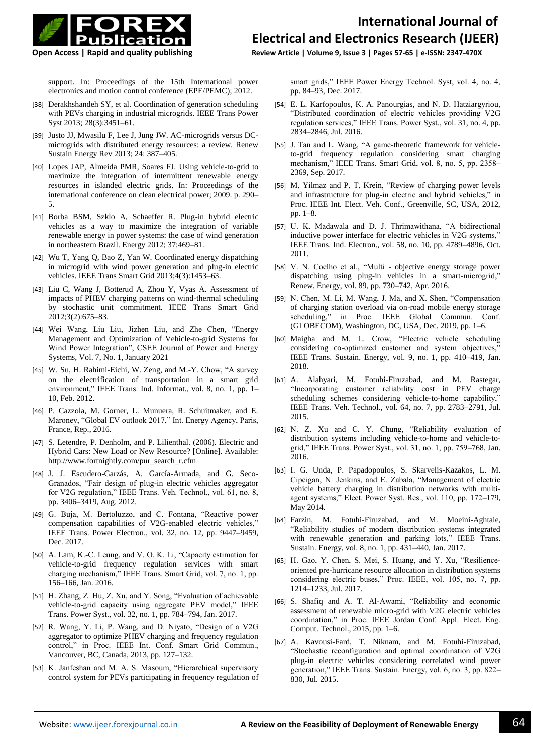support. In: Proceedings of the 15th International power electronics and motion control conference (EPE/PEMC); 2012.

[38] Derakhshandeh SY, et al. Coordination of generation scheduling with PEVs charging in industrial microgrids. IEEE Trans Power Syst 2013; 28(3):3451–61.

[39] Justo JJ, Mwasilu F, Lee J, Jung JW. AC-microgrids versus DC-microgrids with distributed energy resources: a review. Renew Sustain Energy Rev 2013; 24: 387–405.

[40] Lopes JAP, Almeida PMR, Soares FJ. Using vehicle-to-grid to maximize the integration of intermittent renewable energy resources in islanded electric grids. In: Proceedings of the international conference on clean electrical power; 2009. p. 290–5.

[41] Borba BSM, Szklo A, Schaeffer R. Plug-in hybrid electric vehicles as a way to maximize the integration of variable renewable energy in power systems: the case of wind generation in northeastern Brazil. Energy 2012; 37:469–81.

[42] Wu T, Yang Q, Bao Z, Yan W. Coordinated energy dispatching in microgrid with wind power generation and plug-in electric vehicles. IEEE Trans Smart Grid 2013;4(3):1453–63.

[43] Liu C, Wang J, Botterud A, Zhou Y, Vyas A. Assessment of impacts of PHEV charging patterns on wind-thermal scheduling by stochastic unit commitment. IEEE Trans Smart Grid 2012;3(2):675–83.

[44] Wei Wang, Liu Liu, Jizhen Liu, and Zhe Chen, "Energy Management and Optimization of Vehicle-to-grid Systems for Wind Power Integration", CSEE Journal of Power and Energy Systems, Vol. 7, No. 1, January 2021

[45] W. Su, H. Rahimi-Eichi, W. Zeng, and M.-Y. Chow, "A survey on the electrification of transportation in a smart grid environment," IEEE Trans. Ind. Informat., vol. 8, no. 1, pp. 1–10, Feb. 2012.

[46] P. Cazzola, M. Gorner, L. Munuera, R. Schuitmaker, and E. Maroney, "Global EV outlook 2017," Int. Energy Agency, Paris, France, Rep., 2016.

[47] S. Letendre, P. Denholm, and P. Lilienthal. (2006). Electric and Hybrid Cars: New Load or New Resource? [Online]. Available: http://www.fortnightly.com/pur_search_r.cfm

[48] J. J. Escudero-Garzás, A. García-Armada, and G. Seco-Granados, "Fair design of plug-in electric vehicles aggregator for V2G regulation," IEEE Trans. Veh. Technol., vol. 61, no. 8, pp. 3406–3419, Aug. 2012.

[49] G. Buja, M. Bertoluzzo, and C. Fontana, "Reactive power compensation capabilities of V2G-enabled electric vehicles," IEEE Trans. Power Electron., vol. 32, no. 12, pp. 9447–9459, Dec. 2017.

[50] A. Lam, K.-C. Leung, and V. O. K. Li, "Capacity estimation for vehicle-to-grid frequency regulation services with smart charging mechanism," IEEE Trans. Smart Grid, vol. 7, no. 1, pp. 156–166, Jan. 2016.

[51] H. Zhang, Z. Hu, Z. Xu, and Y. Song, "Evaluation of achievable vehicle-to-grid capacity using aggregate PEV model," IEEE Trans. Power Syst., vol. 32, no. 1, pp. 784–794, Jan. 2017.

[52] R. Wang, Y. Li, P. Wang, and D. Niyato, "Design of a V2G aggregator to optimize PHEV charging and frequency regulation control," in Proc. IEEE Int. Conf. Smart Grid Commun., Vancouver, BC, Canada, 2013, pp. 127–132.

[53] K. Janfeshan and M. A. S. Masoum, "Hierarchical supervisory control system for PEVs participating in frequency regulation of smart grids," IEEE Power Energy Technol. Syst, vol. 4, no. 4, pp. 84–93, Dec. 2017.

[54] E. L. Karfopoulos, K. A. Panourgias, and N. D. Hatziargyriou, "Distributed coordination of electric vehicles providing V2G regulation services," IEEE Trans. Power Syst., vol. 31, no. 4, pp. 2834–2846, Jul. 2016.

[55] J. Tan and L. Wang, "A game-theoretic framework for vehicle-to-grid frequency regulation considering smart charging mechanism," IEEE Trans. Smart Grid, vol. 8, no. 5, pp. 2358–2369, Sep. 2017.

[56] M. Yilmaz and P. T. Krein, "Review of charging power levels and infrastructure for plug-in electric and hybrid vehicles," in Proc. IEEE Int. Elect. Veh. Conf., Greenville, SC, USA, 2012, pp. 1–8.

[57] U. K. Madawala and D. J. Thrimawithana, "A bidirectional inductive power interface for electric vehicles in V2G systems," IEEE Trans. Ind. Electron., vol. 58, no. 10, pp. 4789–4896, Oct. 2011.

[58] V. N. Coelho et al., "Multi - objective energy storage power dispatching using plug-in vehicles in a smart-microgrid," Renew. Energy, vol. 89, pp. 730–742, Apr. 2016.

[59] N. Chen, M. Li, M. Wang, J. Ma, and X. Shen, "Compensation of charging station overload via on-road mobile energy storage scheduling," in Proc. IEEE Global Commun. Conf. (GLOBECOM), Washington, DC, USA, Dec. 2019, pp. 1–6.

[60] Maigha and M. L. Crow, "Electric vehicle scheduling considering co-optimized customer and system objectives," IEEE Trans. Sustain. Energy, vol. 9, no. 1, pp. 410–419, Jan. 2018.

[61] A. Alahyari, M. Fotuhi-Firuzabad, and M. Rastegar, "Incorporating customer reliability cost in PEV charge scheduling schemes considering vehicle-to-home capability," IEEE Trans. Veh. Technol., vol. 64, no. 7, pp. 2783–2791, Jul. 2015.

[62] N. Z. Xu and C. Y. Chung, "Reliability evaluation of distribution systems including vehicle-to-home and vehicle-to-grid," IEEE Trans. Power Syst., vol. 31, no. 1, pp. 759–768, Jan. 2016.

[63] I. G. Unda, P. Papadopoulos, S. Skarvelis-Kazakos, L. M. Cipcigan, N. Jenkins, and E. Zabala, "Management of electric vehicle battery charging in distribution networks with multi-agent systems," Elect. Power Syst. Res., vol. 110, pp. 172–179, May 2014.

[64] Farzin, M. Fotuhi-Firuzabad, and M. Moeini-Aghtaie, "Reliability studies of modern distribution systems integrated with renewable generation and parking lots," IEEE Trans. Sustain. Energy, vol. 8, no. 1, pp. 431–440, Jan. 2017.

[65] H. Gao, Y. Chen, S. Mei, S. Huang, and Y. Xu, "Resilience-oriented pre-hurricane resource allocation in distribution systems considering electric buses," Proc. IEEE, vol. 105, no. 7, pp. 1214–1233, Jul. 2017.

[66] S. Shafiq and A. T. Al-Awami, "Reliability and economic assessment of renewable micro-grid with V2G electric vehicles coordination," in Proc. IEEE Jordan Conf. Appl. Elect. Eng. Comput. Technol., 2015, pp. 1–6.

[67] A. Kavousi-Fard, T. Niknam, and M. Fotuhi-Firuzabad, "Stochastic reconfiguration and optimal coordination of V2G plug-in electric vehicles considering correlated wind power generation," IEEE Trans. Sustain. Energy, vol. 6, no. 3, pp. 822–830, Jul. 2015.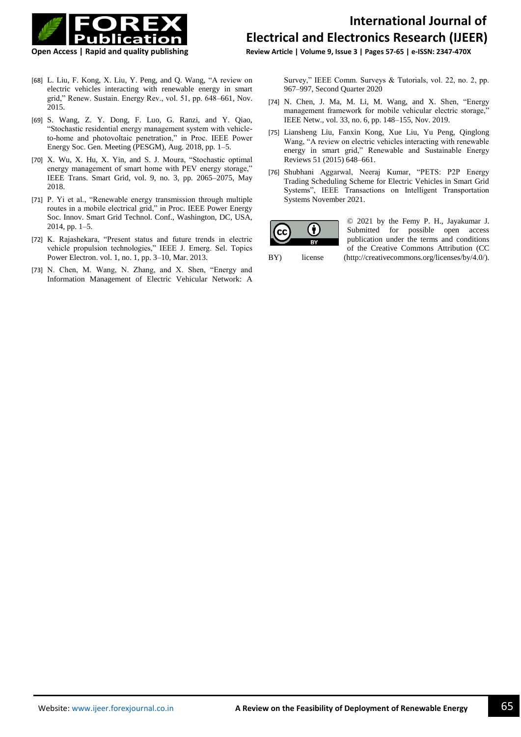[68] L. Liu, F. Kong, X. Liu, Y. Peng, and Q. Wang, "A review on electric vehicles interacting with renewable energy in smart grid," Renew. Sustain. Energy Rev., vol. 51, pp. 648–661, Nov. 2015.

[69] S. Wang, Z. Y. Dong, F. Luo, G. Ranzi, and Y. Qiao, "Stochastic residential energy management system with vehicle-to-home and photovoltaic penetration," in Proc. IEEE Power Energy Soc. Gen. Meeting (PESGM), Aug. 2018, pp. 1–5.

[70] X. Wu, X. Hu, X. Yin, and S. J. Moura, "Stochastic optimal energy management of smart home with PEV energy storage," IEEE Trans. Smart Grid, vol. 9, no. 3, pp. 2065–2075, May 2018.

[71] P. Yi et al., "Renewable energy transmission through multiple routes in a mobile electrical grid," in Proc. IEEE Power Energy Soc. Innov. Smart Grid Technol. Conf., Washington, DC, USA, 2014, pp. 1–5.

[72] K. Rajashekara, "Present status and future trends in electric vehicle propulsion technologies," IEEE J. Emerg. Sel. Topics Power Electron. vol. 1, no. 1, pp. 3–10, Mar. 2013.

[73] N. Chen, M. Wang, N. Zhang, and X. Shen, "Energy and Information Management of Electric Vehicular Network: A Survey," IEEE Comm. Surveys & Tutorials, vol. 22, no. 2, pp. 967–997, Second Quarter 2020

[74] N. Chen, J. Ma, M. Li, M. Wang, and X. Shen, "Energy management framework for mobile vehicular electric storage," IEEE Netw., vol. 33, no. 6, pp. 148–155, Nov. 2019.

[75] Liansheng Liu, Fanxin Kong, Xue Liu, Yu Peng, Qinglong Wang, "A review on electric vehicles interacting with renewable energy in smart grid," Renewable and Sustainable Energy Reviews 51 (2015) 648–661.

[76] Shubhani Aggarwal, Neeraj Kumar, "PETS: P2P Energy Trading Scheduling Scheme for Electric Vehicles in Smart Grid Systems", IEEE Transactions on Intelligent Transportation Systems November 2021.

© 2021 by the Femy P. H., Jayakumar J. Submitted for possible open access publication under the terms and conditions of the Creative Commons Attribution (CC BY) license (http://creativecommons.org/licenses/by/4.0/).